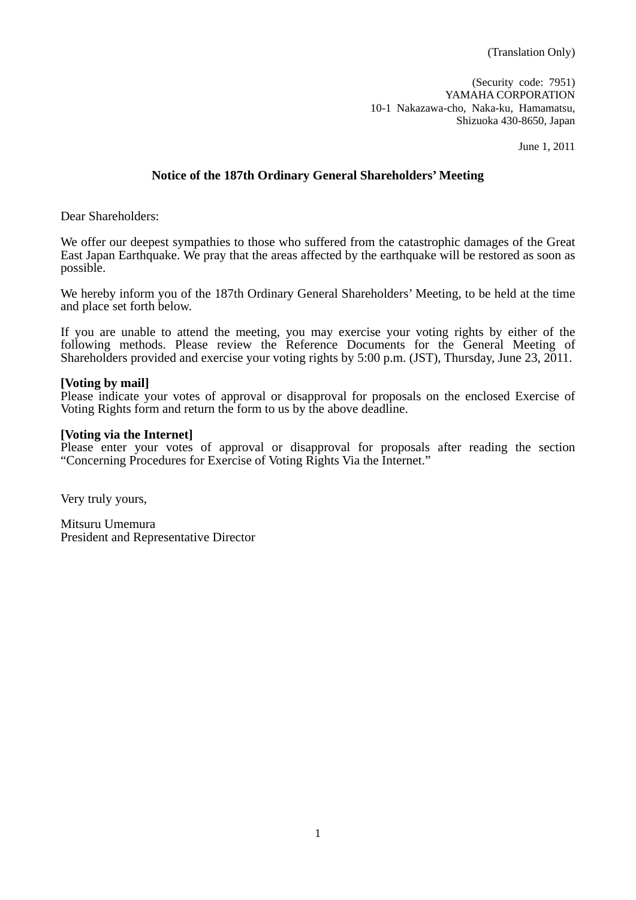(Translation Only)

(Security code: 7951)
YAMAHA CORPORATION
10-1 Nakazawa-cho, Naka-ku, Hamamatsu,
Shizuoka 430-8650, Japan

June 1, 2011

# Notice of the 187th Ordinary General Shareholders' Meeting

Dear Shareholders:

We offer our deepest sympathies to those who suffered from the catastrophic damages of the Great East Japan Earthquake. We pray that the areas affected by the earthquake will be restored as soon as possible.

We hereby inform you of the 187th Ordinary General Shareholders' Meeting, to be held at the time and place set forth below.

If you are unable to attend the meeting, you may exercise your voting rights by either of the following methods. Please review the Reference Documents for the General Meeting of Shareholders provided and exercise your voting rights by 5:00 p.m. (JST), Thursday, June 23, 2011.

**[Voting by mail]**
Please indicate your votes of approval or disapproval for proposals on the enclosed Exercise of Voting Rights form and return the form to us by the above deadline.

**[Voting via the Internet]**
Please enter your votes of approval or disapproval for proposals after reading the section "Concerning Procedures for Exercise of Voting Rights Via the Internet."

Very truly yours,

Mitsuru Umemura
President and Representative Director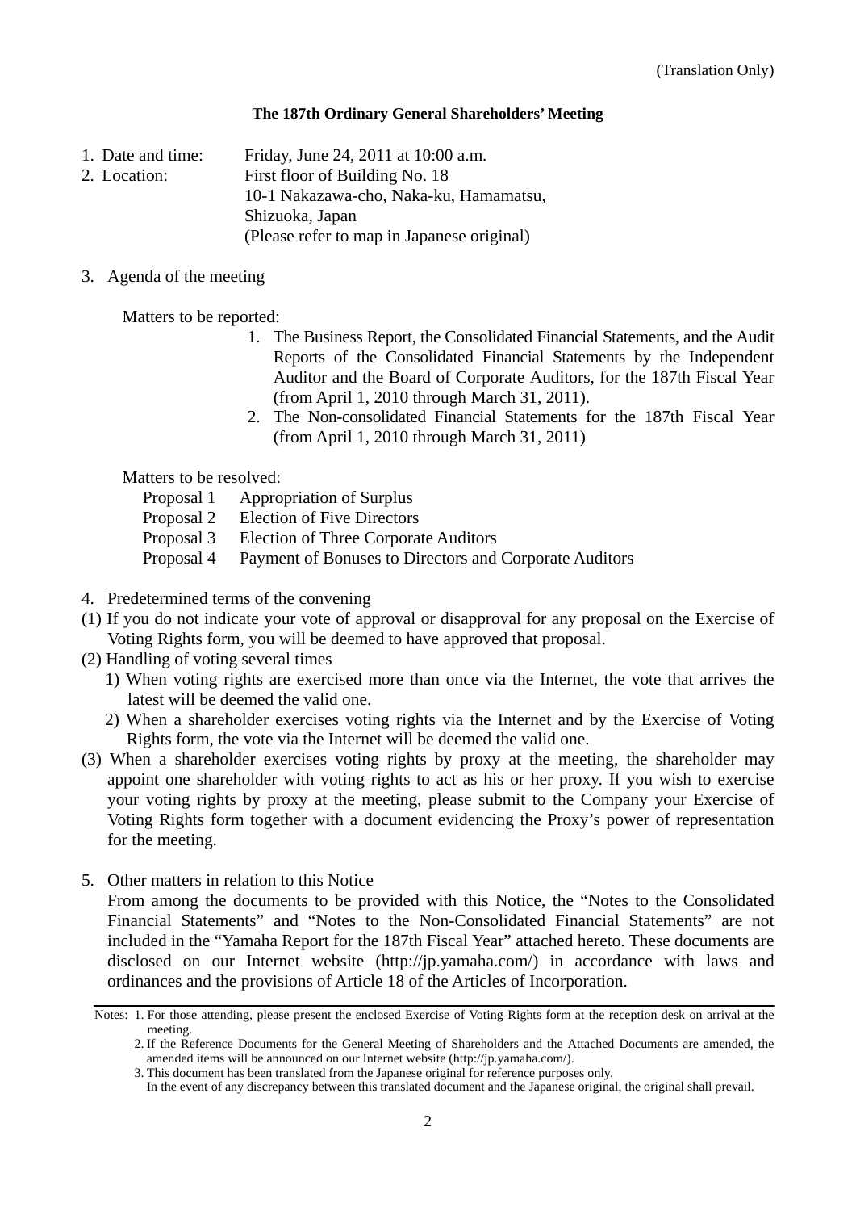(Translation Only)

**The 187th Ordinary General Shareholders' Meeting**

1. Date and time: Friday, June 24, 2011 at 10:00 a.m.
2. Location: First floor of Building No. 18
   10-1 Nakazawa-cho, Naka-ku, Hamamatsu, Shizuoka, Japan
   (Please refer to map in Japanese original)

3. Agenda of the meeting

   Matters to be reported:

   1. The Business Report, the Consolidated Financial Statements, and the Audit Reports of the Consolidated Financial Statements by the Independent Auditor and the Board of Corporate Auditors, for the 187th Fiscal Year (from April 1, 2010 through March 31, 2011).
   2. The Non-consolidated Financial Statements for the 187th Fiscal Year (from April 1, 2010 through March 31, 2011)

   Matters to be resolved:

   Proposal 1 Appropriation of Surplus
   Proposal 2 Election of Five Directors
   Proposal 3 Election of Three Corporate Auditors
   Proposal 4 Payment of Bonuses to Directors and Corporate Auditors

4. Predetermined terms of the convening

(1) If you do not indicate your vote of approval or disapproval for any proposal on the Exercise of Voting Rights form, you will be deemed to have approved that proposal.

(2) Handling of voting several times

   1) When voting rights are exercised more than once via the Internet, the vote that arrives the latest will be deemed the valid one.
   2) When a shareholder exercises voting rights via the Internet and by the Exercise of Voting Rights form, the vote via the Internet will be deemed the valid one.

(3) When a shareholder exercises voting rights by proxy at the meeting, the shareholder may appoint one shareholder with voting rights to act as his or her proxy. If you wish to exercise your voting rights by proxy at the meeting, please submit to the Company your Exercise of Voting Rights form together with a document evidencing the Proxy's power of representation for the meeting.

5. Other matters in relation to this Notice

   From among the documents to be provided with this Notice, the "Notes to the Consolidated Financial Statements" and "Notes to the Non-Consolidated Financial Statements" are not included in the "Yamaha Report for the 187th Fiscal Year" attached hereto. These documents are disclosed on our Internet website (http://jp.yamaha.com/) in accordance with laws and ordinances and the provisions of Article 18 of the Articles of Incorporation.

---

Notes: 1. For those attending, please present the enclosed Exercise of Voting Rights form at the reception desk on arrival at the meeting.

2. If the Reference Documents for the General Meeting of Shareholders and the Attached Documents are amended, the amended items will be announced on our Internet website (http://jp.yamaha.com/).

3. This document has been translated from the Japanese original for reference purposes only.
   In the event of any discrepancy between this translated document and the Japanese original, the original shall prevail.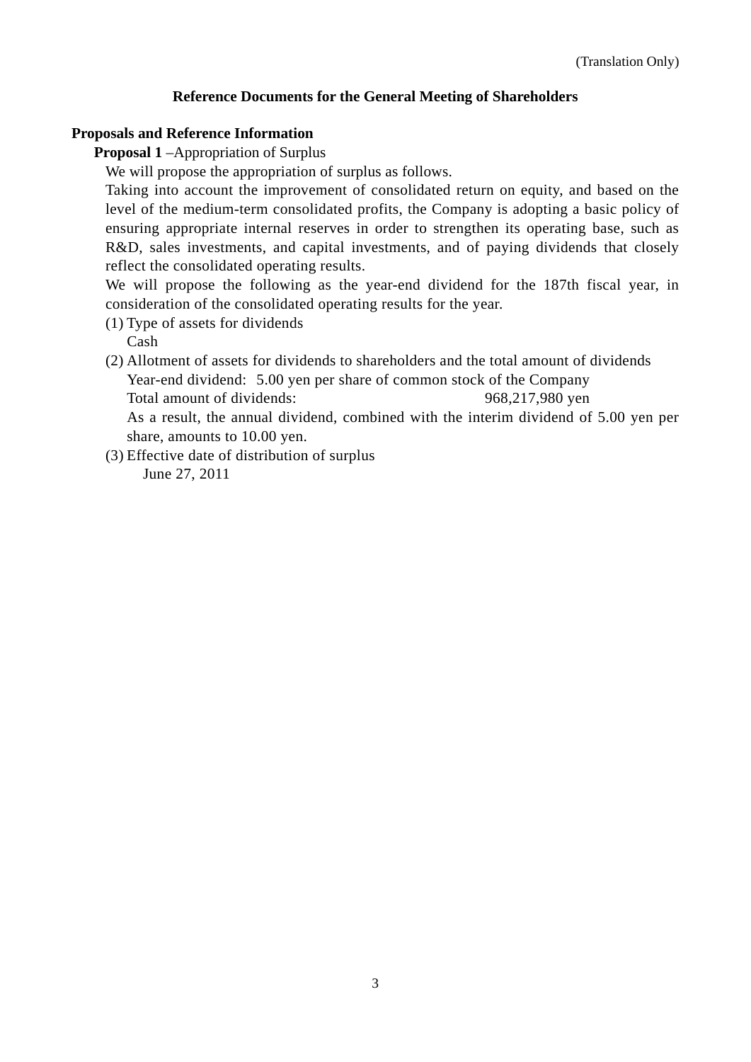(Translation Only)

# Reference Documents for the General Meeting of Shareholders

## Proposals and Reference Information

**Proposal 1** –Appropriation of Surplus

We will propose the appropriation of surplus as follows.

Taking into account the improvement of consolidated return on equity, and based on the level of the medium-term consolidated profits, the Company is adopting a basic policy of ensuring appropriate internal reserves in order to strengthen its operating base, such as R&D, sales investments, and capital investments, and of paying dividends that closely reflect the consolidated operating results.

We will propose the following as the year-end dividend for the 187th fiscal year, in consideration of the consolidated operating results for the year.

(1) Type of assets for dividends
  Cash

(2) Allotment of assets for dividends to shareholders and the total amount of dividends
  Year-end dividend: 5.00 yen per share of common stock of the Company
  Total amount of dividends: 968,217,980 yen
  As a result, the annual dividend, combined with the interim dividend of 5.00 yen per share, amounts to 10.00 yen.

(3) Effective date of distribution of surplus
  June 27, 2011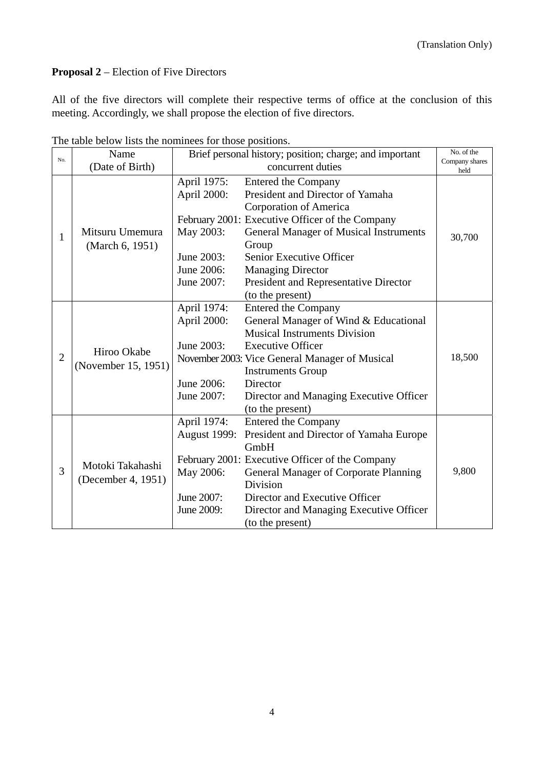(Translation Only)

**Proposal 2** – Election of Five Directors

All of the five directors will complete their respective terms of office at the conclusion of this meeting. Accordingly, we shall propose the election of five directors.

The table below lists the nominees for those positions.

| No. | Name (Date of Birth) | Brief personal history; position; charge; and important concurrent duties | No. of the Company shares held |
|---|---|---|---|
| 1 | Mitsuru Umemura (March 6, 1951) | April 1975: Entered the Company<br>April 2000: President and Director of Yamaha Corporation of America<br>February 2001: Executive Officer of the Company<br>May 2003: General Manager of Musical Instruments Group<br>June 2003: Senior Executive Officer<br>June 2006: Managing Director<br>June 2007: President and Representative Director (to the present) | 30,700 |
| 2 | Hiroo Okabe (November 15, 1951) | April 1974: Entered the Company<br>April 2000: General Manager of Wind & Educational Musical Instruments Division<br>June 2003: Executive Officer<br>November 2003: Vice General Manager of Musical Instruments Group<br>June 2006: Director<br>June 2007: Director and Managing Executive Officer (to the present) | 18,500 |
| 3 | Motoki Takahashi (December 4, 1951) | April 1974: Entered the Company<br>August 1999: President and Director of Yamaha Europe GmbH<br>February 2001: Executive Officer of the Company<br>May 2006: General Manager of Corporate Planning Division<br>June 2007: Director and Executive Officer<br>June 2009: Director and Managing Executive Officer (to the present) | 9,800 |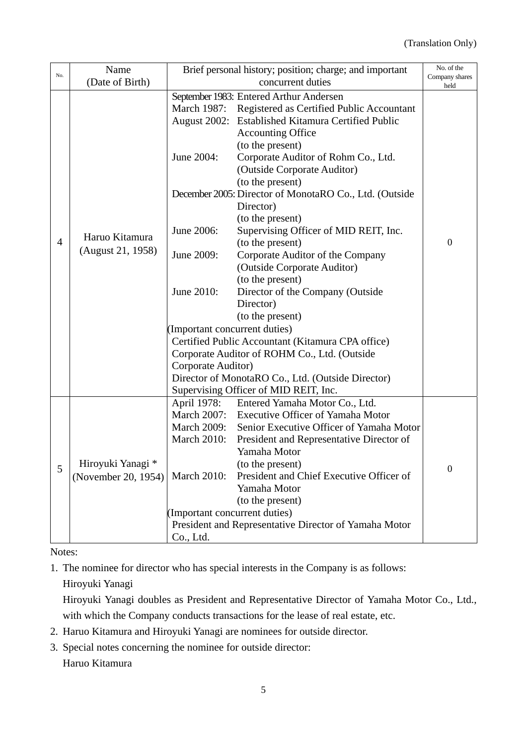(Translation Only)

| No. | Name (Date of Birth) | Brief personal history; position; charge; and important concurrent duties | No. of the Company shares held |
|---|---|---|---|
| 4 | Haruo Kitamura (August 21, 1958) | September 1983: Entered Arthur Andersen<br>March 1987: Registered as Certified Public Accountant<br>August 2002: Established Kitamura Certified Public Accounting Office (to the present)<br>June 2004: Corporate Auditor of Rohm Co., Ltd. (Outside Corporate Auditor) (to the present)<br>December 2005: Director of MonotaRO Co., Ltd. (Outside Director) (to the present)<br>June 2006: Supervising Officer of MID REIT, Inc. (to the present)<br>June 2009: Corporate Auditor of the Company (Outside Corporate Auditor) (to the present)<br>June 2010: Director of the Company (Outside Director) (to the present)<br>(Important concurrent duties)<br>Certified Public Accountant (Kitamura CPA office)<br>Corporate Auditor of ROHM Co., Ltd. (Outside Corporate Auditor)<br>Director of MonotaRO Co., Ltd. (Outside Director)<br>Supervising Officer of MID REIT, Inc. | 0 |
| 5 | Hiroyuki Yanagi * (November 20, 1954) | April 1978: Entered Yamaha Motor Co., Ltd.<br>March 2007: Executive Officer of Yamaha Motor<br>March 2009: Senior Executive Officer of Yamaha Motor<br>March 2010: President and Representative Director of Yamaha Motor (to the present)<br>March 2010: President and Chief Executive Officer of Yamaha Motor (to the present)<br>(Important concurrent duties)<br>President and Representative Director of Yamaha Motor Co., Ltd. | 0 |

Notes:

1. The nominee for director who has special interests in the Company is as follows:
   Hiroyuki Yanagi
   Hiroyuki Yanagi doubles as President and Representative Director of Yamaha Motor Co., Ltd., with which the Company conducts transactions for the lease of real estate, etc.
2. Haruo Kitamura and Hiroyuki Yanagi are nominees for outside director.
3. Special notes concerning the nominee for outside director:
   Haruo Kitamura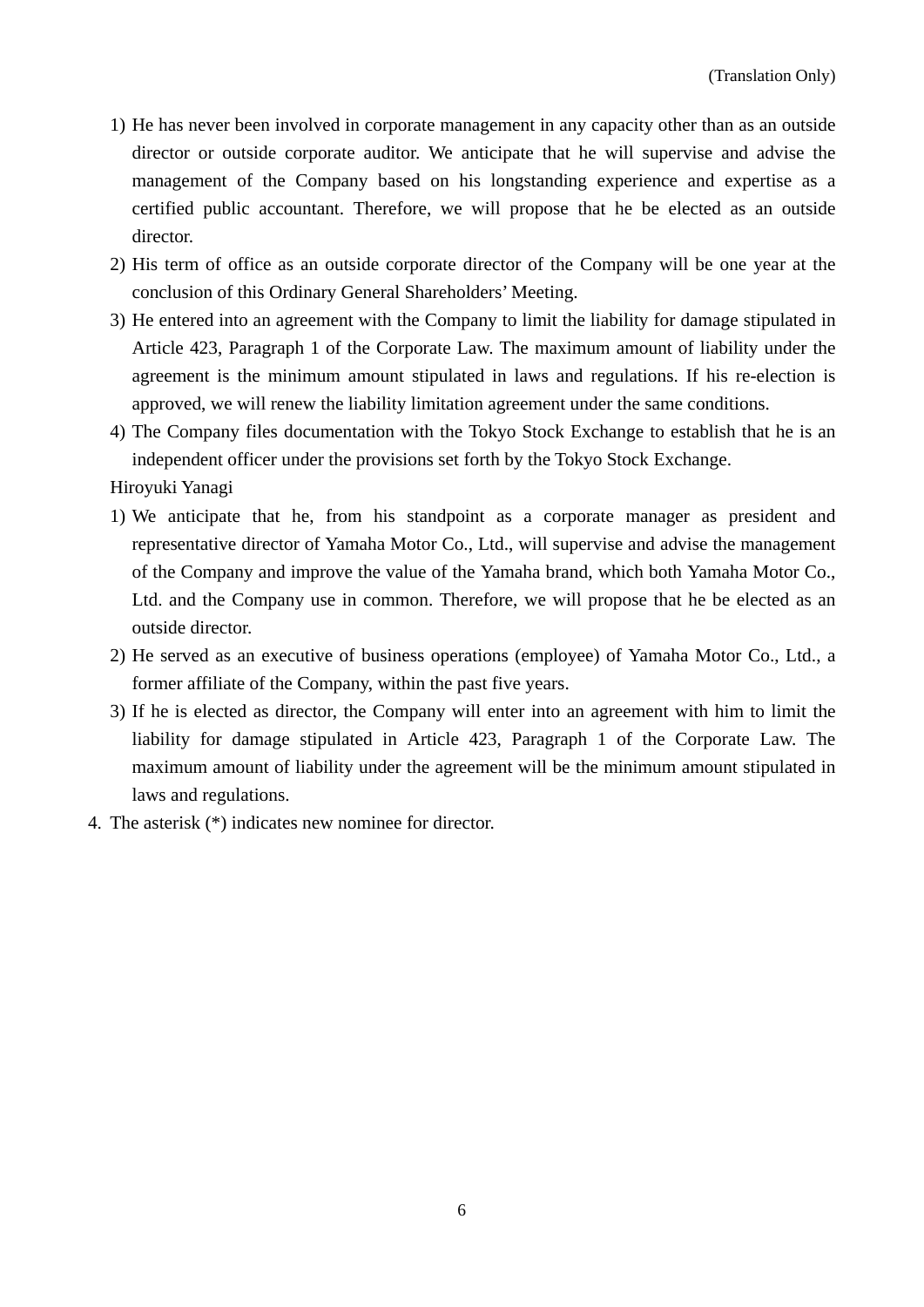1) He has never been involved in corporate management in any capacity other than as an outside director or outside corporate auditor. We anticipate that he will supervise and advise the management of the Company based on his longstanding experience and expertise as a certified public accountant. Therefore, we will propose that he be elected as an outside director.
2) His term of office as an outside corporate director of the Company will be one year at the conclusion of this Ordinary General Shareholders' Meeting.
3) He entered into an agreement with the Company to limit the liability for damage stipulated in Article 423, Paragraph 1 of the Corporate Law. The maximum amount of liability under the agreement is the minimum amount stipulated in laws and regulations. If his re-election is approved, we will renew the liability limitation agreement under the same conditions.
4) The Company files documentation with the Tokyo Stock Exchange to establish that he is an independent officer under the provisions set forth by the Tokyo Stock Exchange.

Hiroyuki Yanagi

1) We anticipate that he, from his standpoint as a corporate manager as president and representative director of Yamaha Motor Co., Ltd., will supervise and advise the management of the Company and improve the value of the Yamaha brand, which both Yamaha Motor Co., Ltd. and the Company use in common. Therefore, we will propose that he be elected as an outside director.
2) He served as an executive of business operations (employee) of Yamaha Motor Co., Ltd., a former affiliate of the Company, within the past five years.
3) If he is elected as director, the Company will enter into an agreement with him to limit the liability for damage stipulated in Article 423, Paragraph 1 of the Corporate Law. The maximum amount of liability under the agreement will be the minimum amount stipulated in laws and regulations.

4. The asterisk (*) indicates new nominee for director.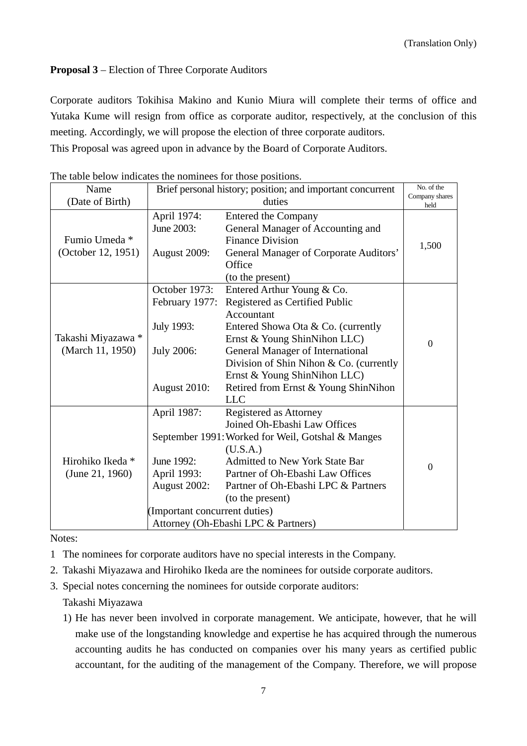(Translation Only)

**Proposal 3** – Election of Three Corporate Auditors

Corporate auditors Tokihisa Makino and Kunio Miura will complete their terms of office and Yutaka Kume will resign from office as corporate auditor, respectively, at the conclusion of this meeting. Accordingly, we will propose the election of three corporate auditors.

This Proposal was agreed upon in advance by the Board of Corporate Auditors.

The table below indicates the nominees for those positions.

| Name (Date of Birth) | Brief personal history; position; and important concurrent duties | | No. of the Company shares held |
|---|---|---|---|
| Fumio Umeda * (October 12, 1951) | April 1974: | Entered the Company | 1,500 |
| | June 2003: | General Manager of Accounting and Finance Division | |
| | August 2009: | General Manager of Corporate Auditors' Office (to the present) | |
| Takashi Miyazawa * (March 11, 1950) | October 1973: | Entered Arthur Young & Co. | 0 |
| | February 1977: | Registered as Certified Public Accountant | |
| | July 1993: | Entered Showa Ota & Co. (currently Ernst & Young ShinNihon LLC) | |
| | July 2006: | General Manager of International Division of Shin Nihon & Co. (currently Ernst & Young ShinNihon LLC) | |
| | August 2010: | Retired from Ernst & Young ShinNihon LLC | |
| Hirohiko Ikeda * (June 21, 1960) | April 1987: | Registered as Attorney<br>Joined Oh-Ebashi Law Offices | 0 |
| | September 1991: | Worked for Weil, Gotshal & Manges (U.S.A.) | |
| | June 1992: | Admitted to New York State Bar | |
| | April 1993: | Partner of Oh-Ebashi Law Offices | |
| | August 2002: | Partner of Oh-Ebashi LPC & Partners (to the present) | |
| | (Important concurrent duties)<br>Attorney (Oh-Ebashi LPC & Partners) | | |

Notes:

1 The nominees for corporate auditors have no special interests in the Company.

2. Takashi Miyazawa and Hirohiko Ikeda are the nominees for outside corporate auditors.

3. Special notes concerning the nominees for outside corporate auditors:

   Takashi Miyazawa

   1) He has never been involved in corporate management. We anticipate, however, that he will make use of the longstanding knowledge and expertise he has acquired through the numerous accounting audits he has conducted on companies over his many years as certified public accountant, for the auditing of the management of the Company. Therefore, we will propose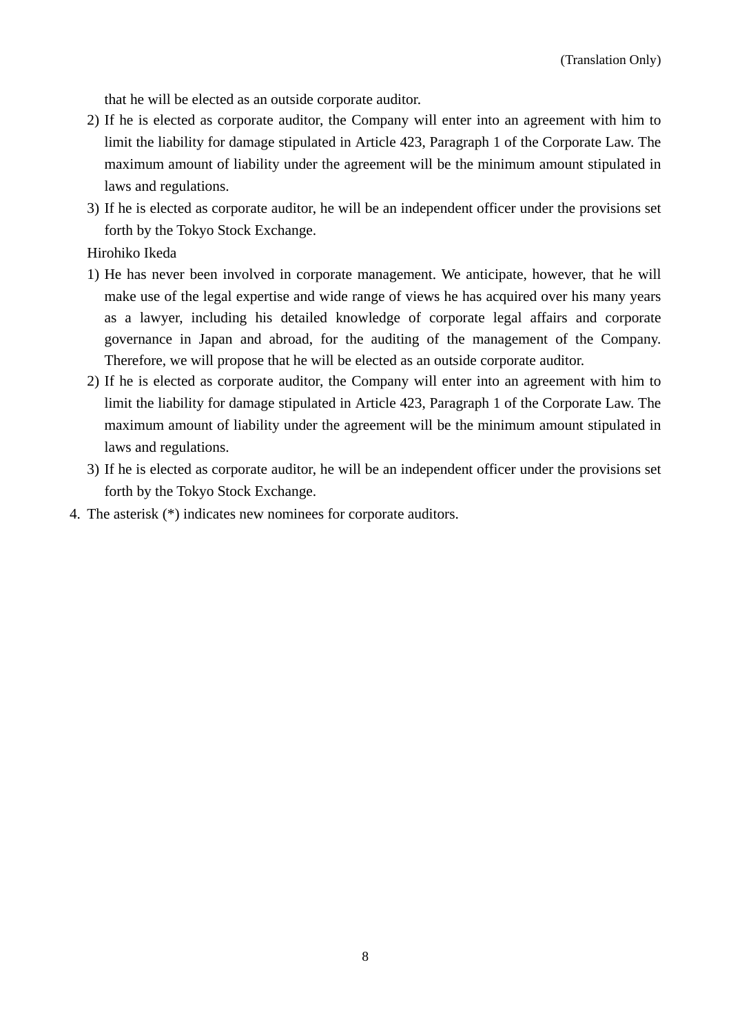that he will be elected as an outside corporate auditor.

2) If he is elected as corporate auditor, the Company will enter into an agreement with him to limit the liability for damage stipulated in Article 423, Paragraph 1 of the Corporate Law. The maximum amount of liability under the agreement will be the minimum amount stipulated in laws and regulations.
3) If he is elected as corporate auditor, he will be an independent officer under the provisions set forth by the Tokyo Stock Exchange.

Hirohiko Ikeda

1) He has never been involved in corporate management. We anticipate, however, that he will make use of the legal expertise and wide range of views he has acquired over his many years as a lawyer, including his detailed knowledge of corporate legal affairs and corporate governance in Japan and abroad, for the auditing of the management of the Company. Therefore, we will propose that he will be elected as an outside corporate auditor.
2) If he is elected as corporate auditor, the Company will enter into an agreement with him to limit the liability for damage stipulated in Article 423, Paragraph 1 of the Corporate Law. The maximum amount of liability under the agreement will be the minimum amount stipulated in laws and regulations.
3) If he is elected as corporate auditor, he will be an independent officer under the provisions set forth by the Tokyo Stock Exchange.

4. The asterisk (*) indicates new nominees for corporate auditors.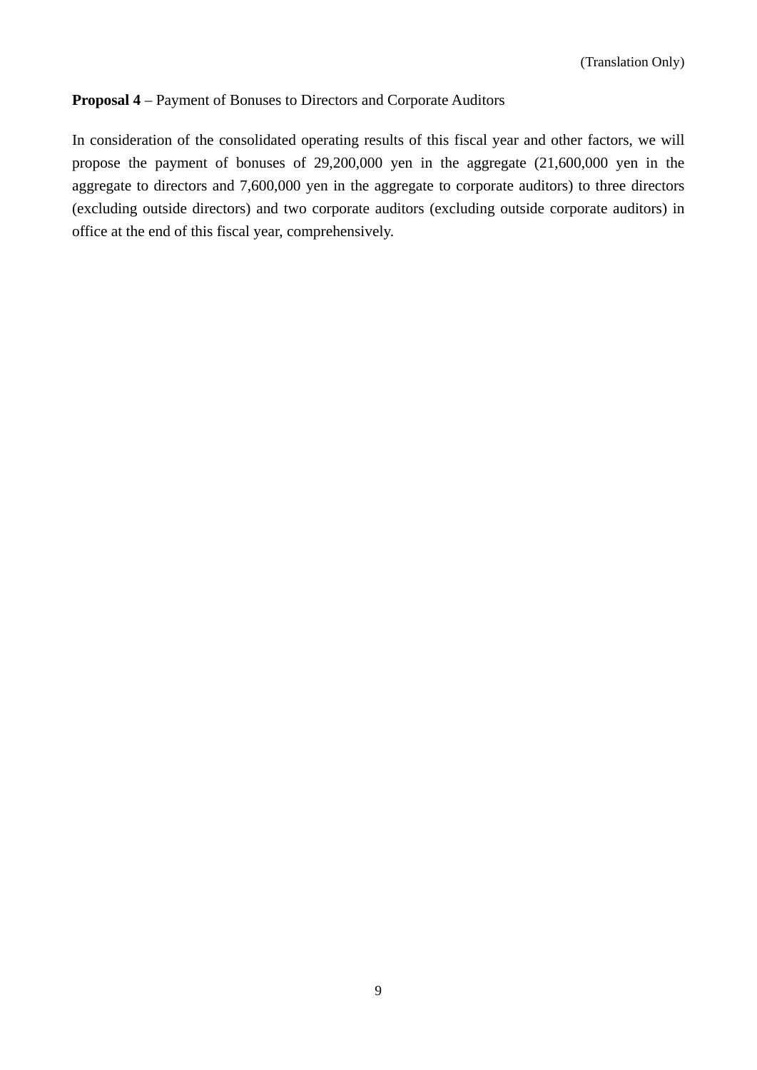(Translation Only)

**Proposal 4** – Payment of Bonuses to Directors and Corporate Auditors

In consideration of the consolidated operating results of this fiscal year and other factors, we will propose the payment of bonuses of 29,200,000 yen in the aggregate (21,600,000 yen in the aggregate to directors and 7,600,000 yen in the aggregate to corporate auditors) to three directors (excluding outside directors) and two corporate auditors (excluding outside corporate auditors) in office at the end of this fiscal year, comprehensively.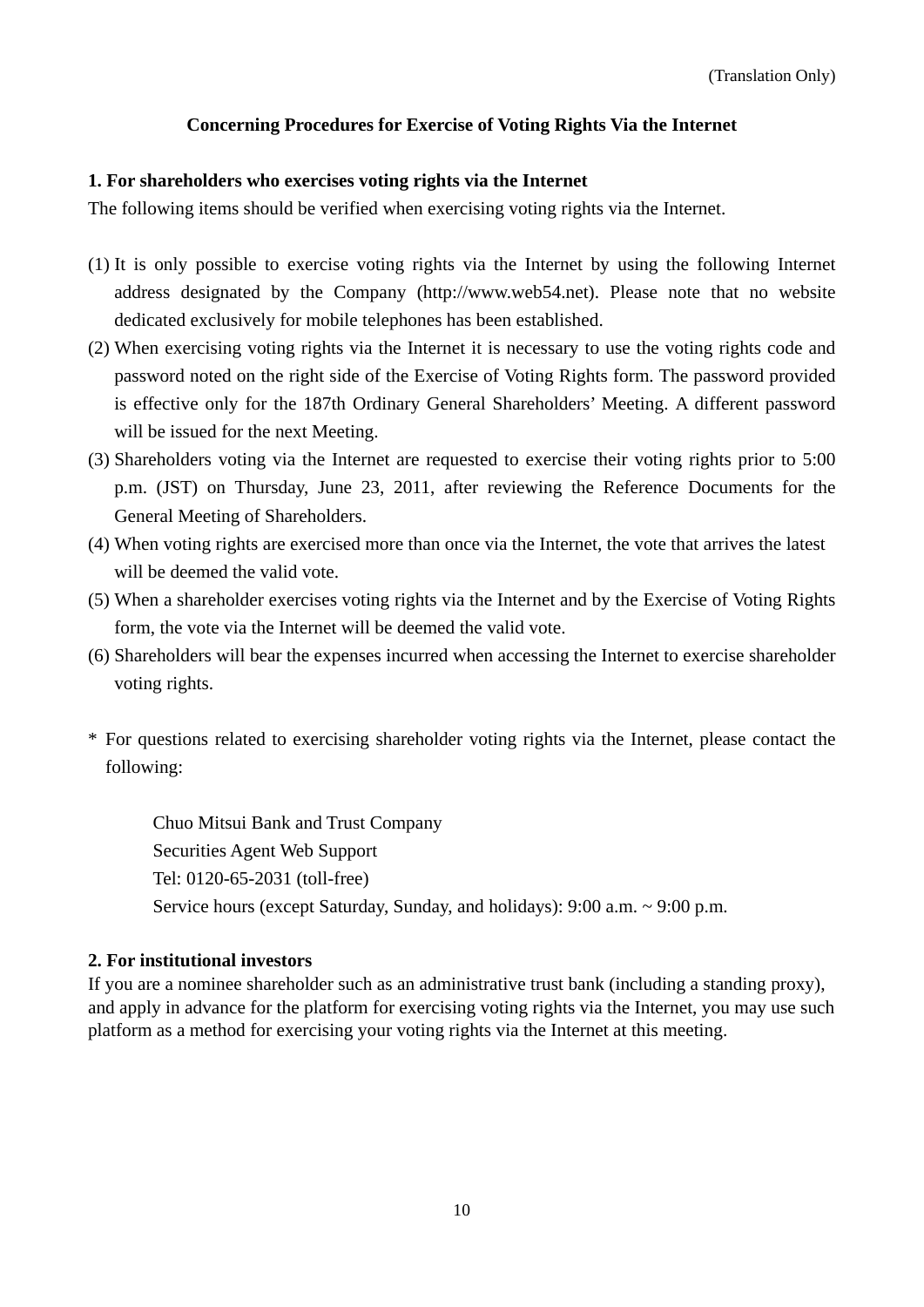(Translation Only)

# Concerning Procedures for Exercise of Voting Rights Via the Internet

**1. For shareholders who exercises voting rights via the Internet**

The following items should be verified when exercising voting rights via the Internet.

(1) It is only possible to exercise voting rights via the Internet by using the following Internet address designated by the Company (http://www.web54.net). Please note that no website dedicated exclusively for mobile telephones has been established.

(2) When exercising voting rights via the Internet it is necessary to use the voting rights code and password noted on the right side of the Exercise of Voting Rights form. The password provided is effective only for the 187th Ordinary General Shareholders' Meeting. A different password will be issued for the next Meeting.

(3) Shareholders voting via the Internet are requested to exercise their voting rights prior to 5:00 p.m. (JST) on Thursday, June 23, 2011, after reviewing the Reference Documents for the General Meeting of Shareholders.

(4) When voting rights are exercised more than once via the Internet, the vote that arrives the latest will be deemed the valid vote.

(5) When a shareholder exercises voting rights via the Internet and by the Exercise of Voting Rights form, the vote via the Internet will be deemed the valid vote.

(6) Shareholders will bear the expenses incurred when accessing the Internet to exercise shareholder voting rights.

\* For questions related to exercising shareholder voting rights via the Internet, please contact the following:

> Chuo Mitsui Bank and Trust Company
> Securities Agent Web Support
> Tel: 0120-65-2031 (toll-free)
> Service hours (except Saturday, Sunday, and holidays): 9:00 a.m. ~ 9:00 p.m.

**2. For institutional investors**

If you are a nominee shareholder such as an administrative trust bank (including a standing proxy), and apply in advance for the platform for exercising voting rights via the Internet, you may use such platform as a method for exercising your voting rights via the Internet at this meeting.